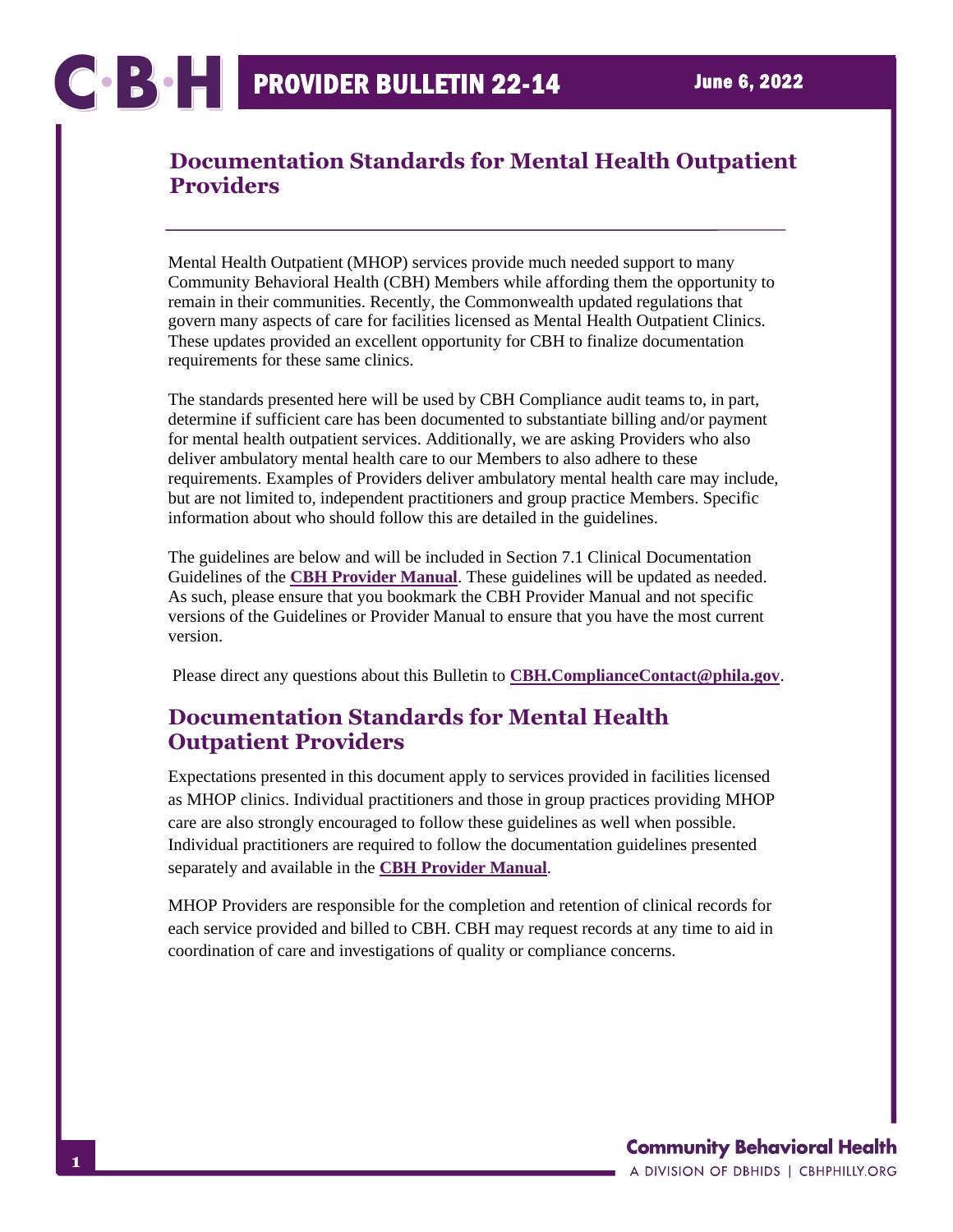# PROVIDER BULLETIN 22-14

June 6, 2022

## Documentation Standards for Mental Health Outpatient Providers

Mental Health Outpatient (MHOP) services provide much needed support to many Community Behavioral Health (CBH) Members while affording them the opportunity to remain in their communities. Recently, the Commonwealth updated regulations that govern many aspects of care for facilities licensed as Mental Health Outpatient Clinics. These updates provided an excellent opportunity for CBH to finalize documentation requirements for these same clinics.

The standards presented here will be used by CBH Compliance audit teams to, in part, determine if sufficient care has been documented to substantiate billing and/or payment for mental health outpatient services. Additionally, we are asking Providers who also deliver ambulatory mental health care to our Members to also adhere to these requirements. Examples of Providers deliver ambulatory mental health care may include, but are not limited to, independent practitioners and group practice Members. Specific information about who should follow this are detailed in the guidelines.

The guidelines are below and will be included in Section 7.1 Clinical Documentation Guidelines of the **CBH Provider Manual**. These guidelines will be updated as needed. As such, please ensure that you bookmark the CBH Provider Manual and not specific versions of the Guidelines or Provider Manual to ensure that you have the most current version.

Please direct any questions about this Bulletin to **CBH.ComplianceContact@phila.gov**.

## Documentation Standards for Mental Health Outpatient Providers

Expectations presented in this document apply to services provided in facilities licensed as MHOP clinics. Individual practitioners and those in group practices providing MHOP care are also strongly encouraged to follow these guidelines as well when possible. Individual practitioners are required to follow the documentation guidelines presented separately and available in the **CBH Provider Manual**.

MHOP Providers are responsible for the completion and retention of clinical records for each service provided and billed to CBH. CBH may request records at any time to aid in coordination of care and investigations of quality or compliance concerns.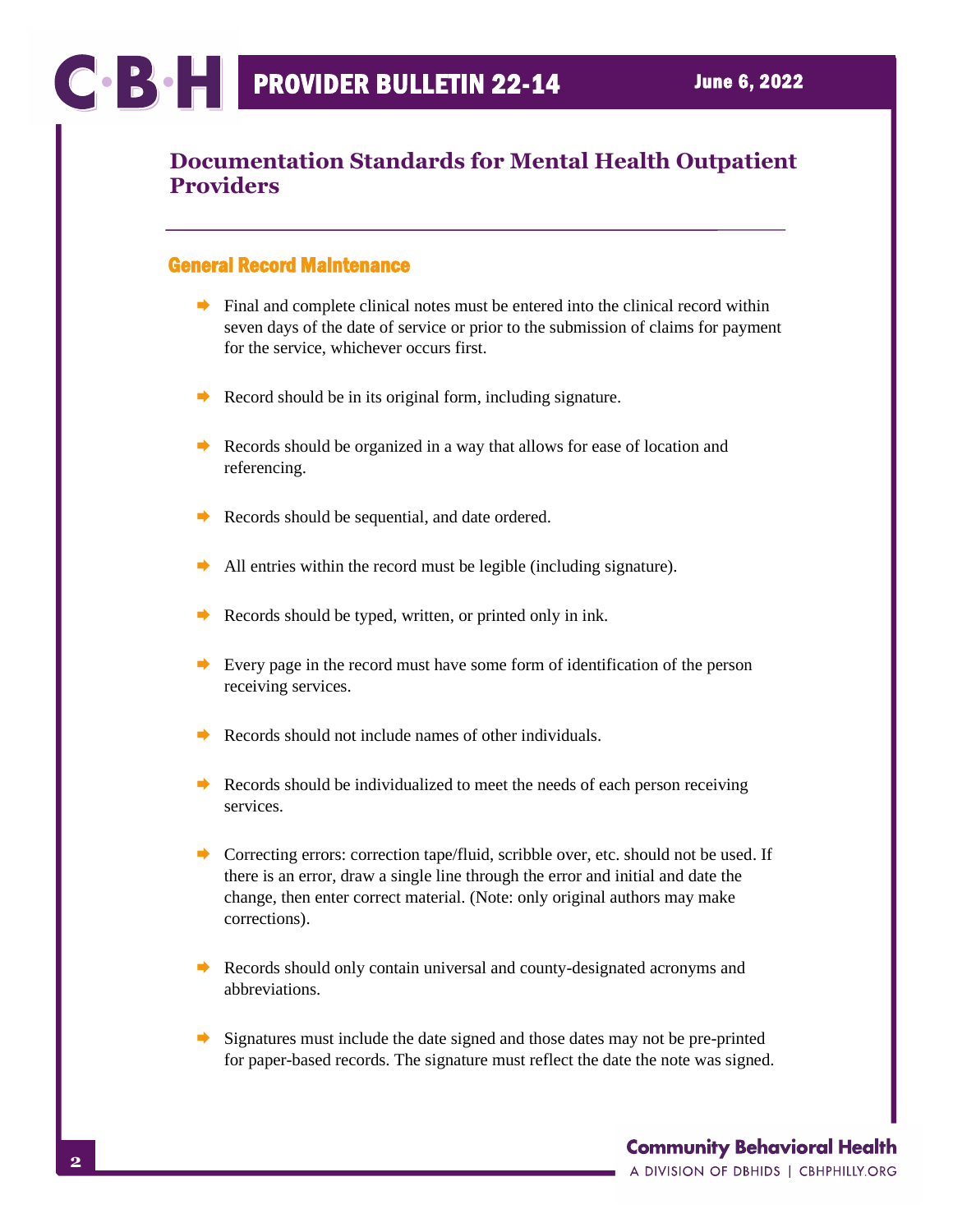# Documentation Standards for Mental Health Outpatient Providers

## General Record Maintenance

- Final and complete clinical notes must be entered into the clinical record within seven days of the date of service or prior to the submission of claims for payment for the service, whichever occurs first.
- Record should be in its original form, including signature.
- Records should be organized in a way that allows for ease of location and referencing.
- Records should be sequential, and date ordered.
- All entries within the record must be legible (including signature).
- Records should be typed, written, or printed only in ink.
- Every page in the record must have some form of identification of the person receiving services.
- Records should not include names of other individuals.
- Records should be individualized to meet the needs of each person receiving services.
- Correcting errors: correction tape/fluid, scribble over, etc. should not be used. If there is an error, draw a single line through the error and initial and date the change, then enter correct material. (Note: only original authors may make corrections).
- Records should only contain universal and county-designated acronyms and abbreviations.
- Signatures must include the date signed and those dates may not be pre-printed for paper-based records. The signature must reflect the date the note was signed.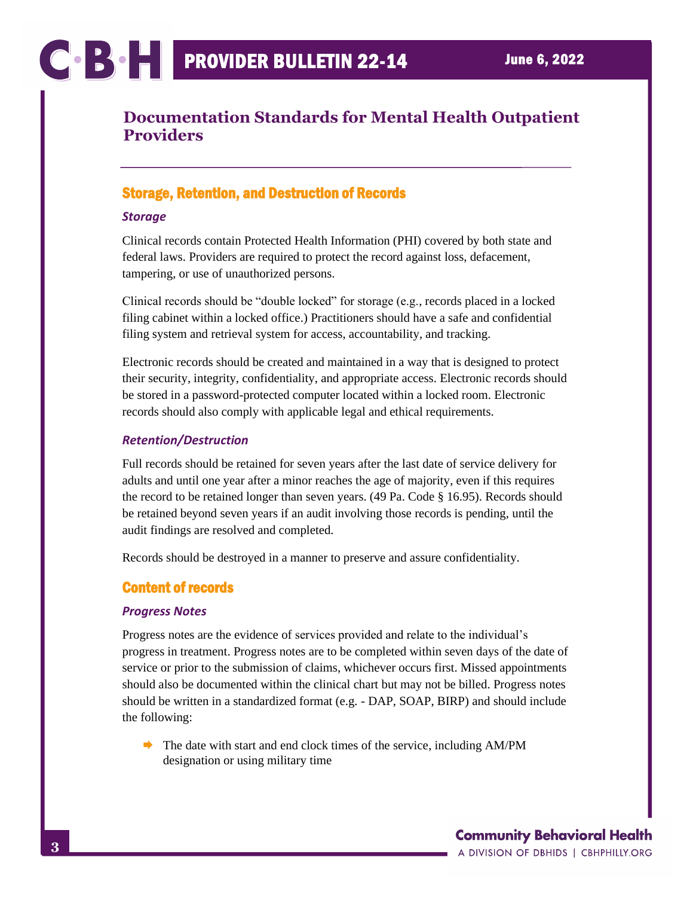## Documentation Standards for Mental Health Outpatient Providers

### Storage, Retention, and Destruction of Records

#### *Storage*

Clinical records contain Protected Health Information (PHI) covered by both state and federal laws. Providers are required to protect the record against loss, defacement, tampering, or use of unauthorized persons.

Clinical records should be "double locked" for storage (e.g., records placed in a locked filing cabinet within a locked office.) Practitioners should have a safe and confidential filing system and retrieval system for access, accountability, and tracking.

Electronic records should be created and maintained in a way that is designed to protect their security, integrity, confidentiality, and appropriate access. Electronic records should be stored in a password-protected computer located within a locked room. Electronic records should also comply with applicable legal and ethical requirements.

#### *Retention/Destruction*

Full records should be retained for seven years after the last date of service delivery for adults and until one year after a minor reaches the age of majority, even if this requires the record to be retained longer than seven years. (49 Pa. Code § 16.95). Records should be retained beyond seven years if an audit involving those records is pending, until the audit findings are resolved and completed.

Records should be destroyed in a manner to preserve and assure confidentiality.

### Content of records

#### *Progress Notes*

Progress notes are the evidence of services provided and relate to the individual's progress in treatment. Progress notes are to be completed within seven days of the date of service or prior to the submission of claims, whichever occurs first. Missed appointments should also be documented within the clinical chart but may not be billed. Progress notes should be written in a standardized format (e.g. - DAP, SOAP, BIRP) and should include the following:

- The date with start and end clock times of the service, including AM/PM designation or using military time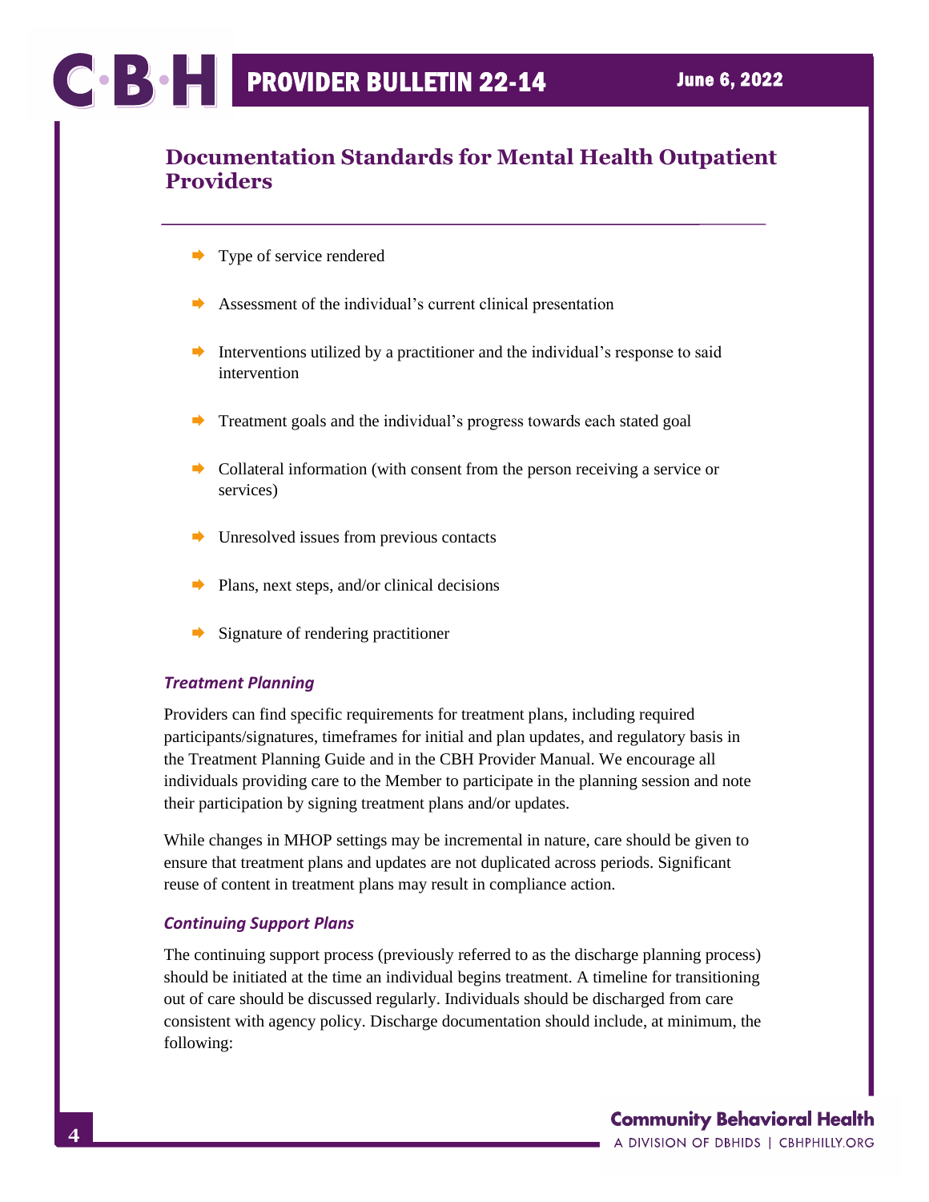## Documentation Standards for Mental Health Outpatient Providers

- Type of service rendered
- Assessment of the individual's current clinical presentation
- Interventions utilized by a practitioner and the individual's response to said intervention
- Treatment goals and the individual's progress towards each stated goal
- Collateral information (with consent from the person receiving a service or services)
- Unresolved issues from previous contacts
- Plans, next steps, and/or clinical decisions
- Signature of rendering practitioner

### *Treatment Planning*

Providers can find specific requirements for treatment plans, including required participants/signatures, timeframes for initial and plan updates, and regulatory basis in the Treatment Planning Guide and in the CBH Provider Manual. We encourage all individuals providing care to the Member to participate in the planning session and note their participation by signing treatment plans and/or updates.

While changes in MHOP settings may be incremental in nature, care should be given to ensure that treatment plans and updates are not duplicated across periods. Significant reuse of content in treatment plans may result in compliance action.

### *Continuing Support Plans*

The continuing support process (previously referred to as the discharge planning process) should be initiated at the time an individual begins treatment. A timeline for transitioning out of care should be discussed regularly. Individuals should be discharged from care consistent with agency policy. Discharge documentation should include, at minimum, the following: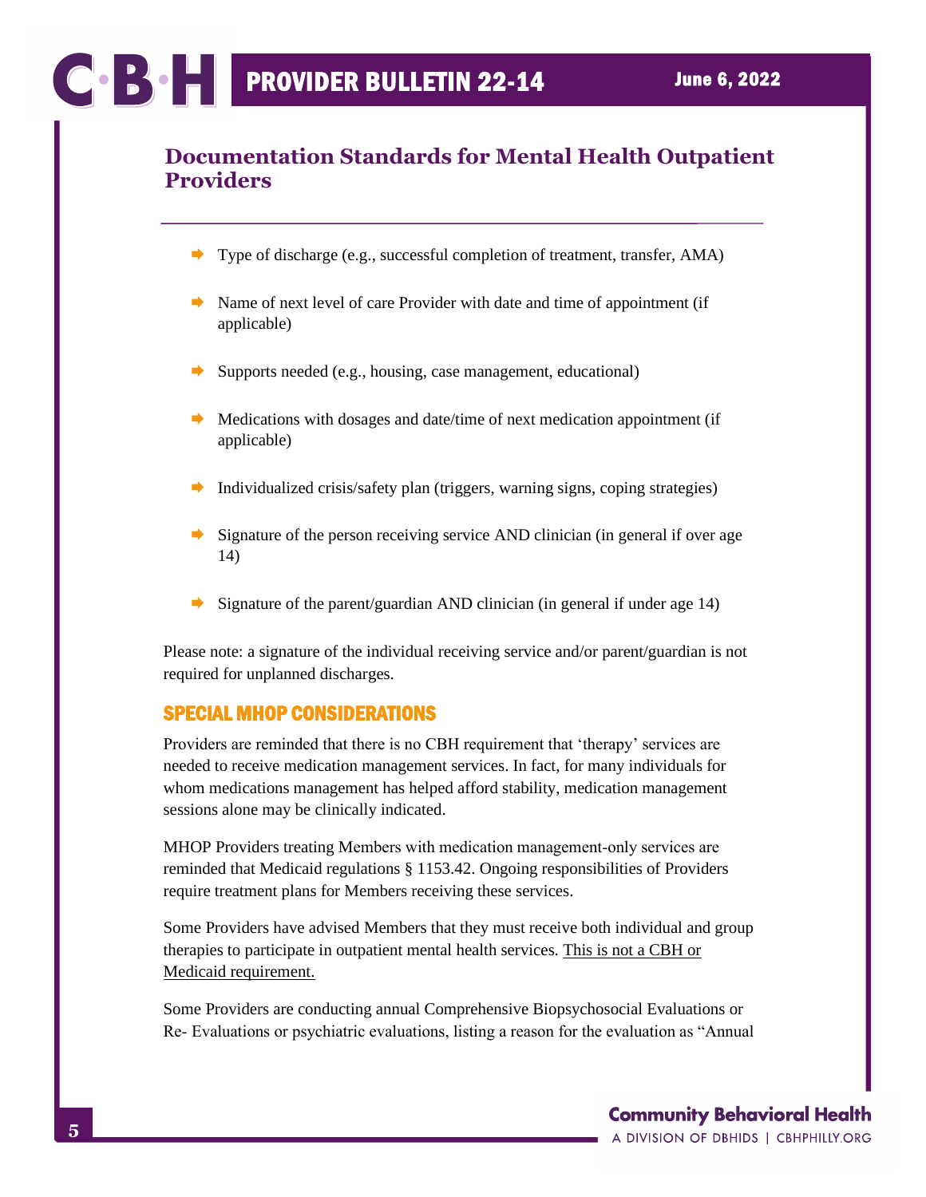- Type of discharge (e.g., successful completion of treatment, transfer, AMA)
- Name of next level of care Provider with date and time of appointment (if applicable)
- Supports needed (e.g., housing, case management, educational)
- Medications with dosages and date/time of next medication appointment (if applicable)
- Individualized crisis/safety plan (triggers, warning signs, coping strategies)
- Signature of the person receiving service AND clinician (in general if over age 14)
- Signature of the parent/guardian AND clinician (in general if under age 14)

Please note: a signature of the individual receiving service and/or parent/guardian is not required for unplanned discharges.

## SPECIAL MHOP CONSIDERATIONS

Providers are reminded that there is no CBH requirement that 'therapy' services are needed to receive medication management services. In fact, for many individuals for whom medications management has helped afford stability, medication management sessions alone may be clinically indicated.

MHOP Providers treating Members with medication management-only services are reminded that Medicaid regulations § 1153.42. Ongoing responsibilities of Providers require treatment plans for Members receiving these services.

Some Providers have advised Members that they must receive both individual and group therapies to participate in outpatient mental health services. <u>This is not a CBH or Medicaid requirement.</u>

Some Providers are conducting annual Comprehensive Biopsychosocial Evaluations or Re- Evaluations or psychiatric evaluations, listing a reason for the evaluation as "Annual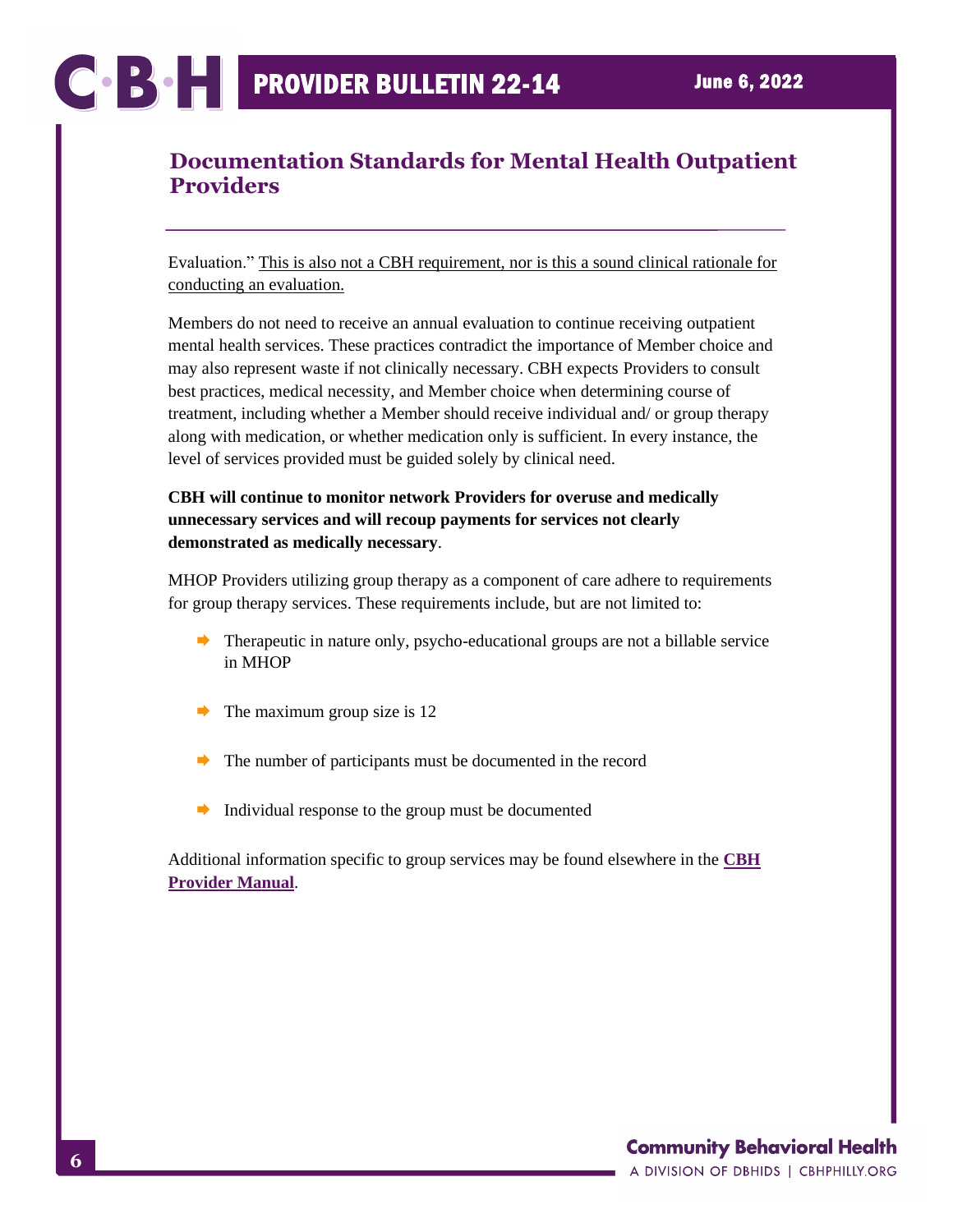## Documentation Standards for Mental Health Outpatient Providers

Evaluation." This is also not a CBH requirement, nor is this a sound clinical rationale for conducting an evaluation.

Members do not need to receive an annual evaluation to continue receiving outpatient mental health services. These practices contradict the importance of Member choice and may also represent waste if not clinically necessary. CBH expects Providers to consult best practices, medical necessity, and Member choice when determining course of treatment, including whether a Member should receive individual and/ or group therapy along with medication, or whether medication only is sufficient. In every instance, the level of services provided must be guided solely by clinical need.

**CBH will continue to monitor network Providers for overuse and medically unnecessary services and will recoup payments for services not clearly demonstrated as medically necessary**.

MHOP Providers utilizing group therapy as a component of care adhere to requirements for group therapy services. These requirements include, but are not limited to:

- Therapeutic in nature only, psycho-educational groups are not a billable service in MHOP
- The maximum group size is 12
- The number of participants must be documented in the record
- Individual response to the group must be documented

Additional information specific to group services may be found elsewhere in the **CBH Provider Manual**.